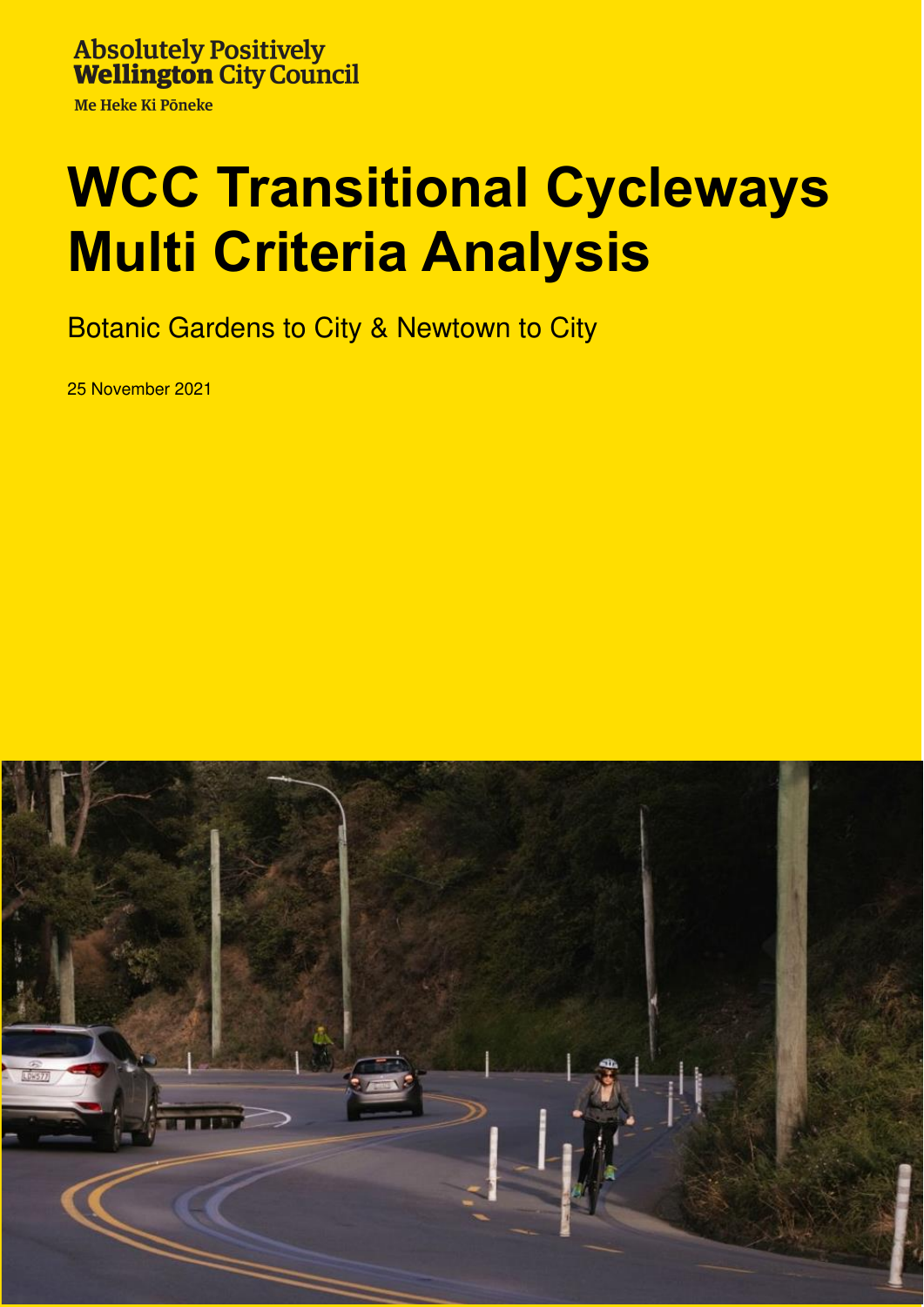Absolutely Positively
**Wellington** City Council

Me Heke Ki Pōneke

# WCC Transitional Cycleways Multi Criteria Analysis

Botanic Gardens to City & Newtown to City

25 November 2021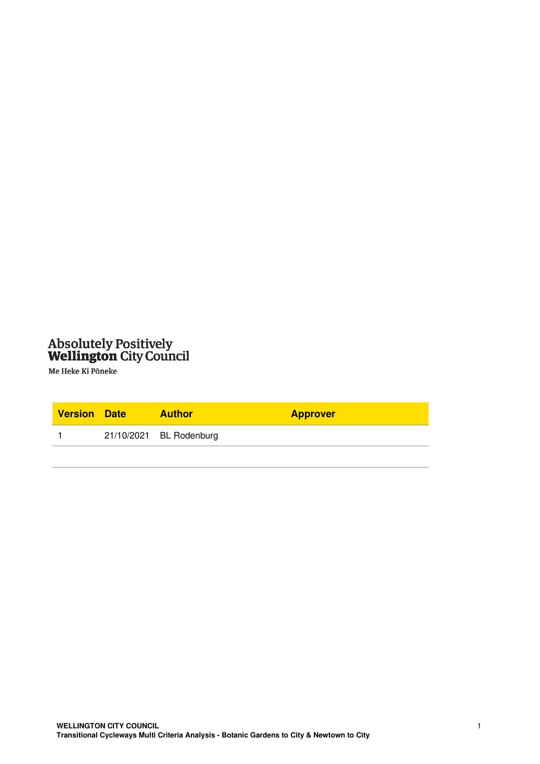Absolutely Positively
**Wellington** City Council
Me Heke Ki Pōneke

| Version | Date | Author | Approver |
|---|---|---|---|
| 1 | 21/10/2021 | BL Rodenburg | |
| | | | |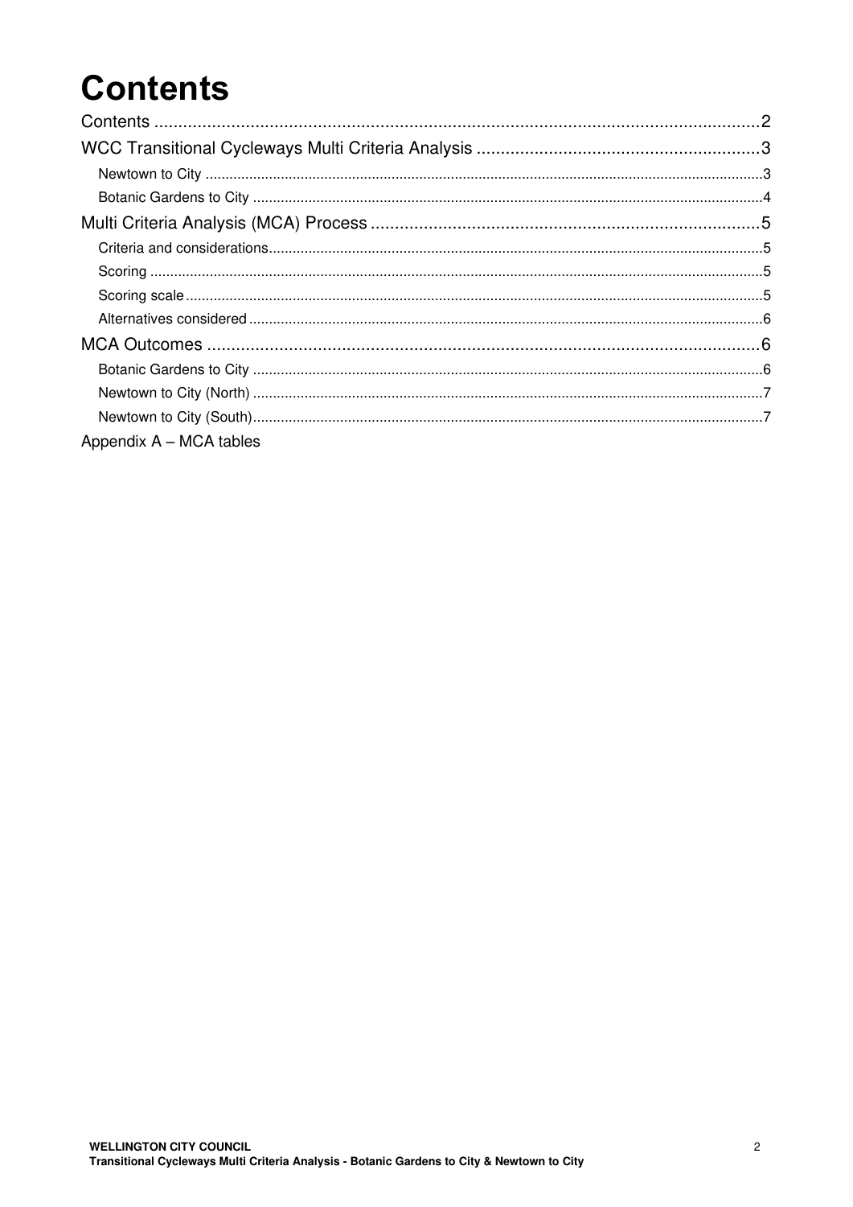# Contents

Contents ........................................................................................................................ 2

WCC Transitional Cycleways Multi Criteria Analysis ........................................................ 3

- Newtown to City ........................................................................................................ 3
- Botanic Gardens to City ............................................................................................. 4

Multi Criteria Analysis (MCA) Process ............................................................................ 5

- Criteria and considerations ......................................................................................... 5
- Scoring ...................................................................................................................... 5
- Scoring scale .............................................................................................................. 5
- Alternatives considered .............................................................................................. 6

MCA Outcomes ................................................................................................................ 6

- Botanic Gardens to City ............................................................................................. 6
- Newtown to City (North) ............................................................................................ 7
- Newtown to City (South) ............................................................................................ 7

Appendix A – MCA tables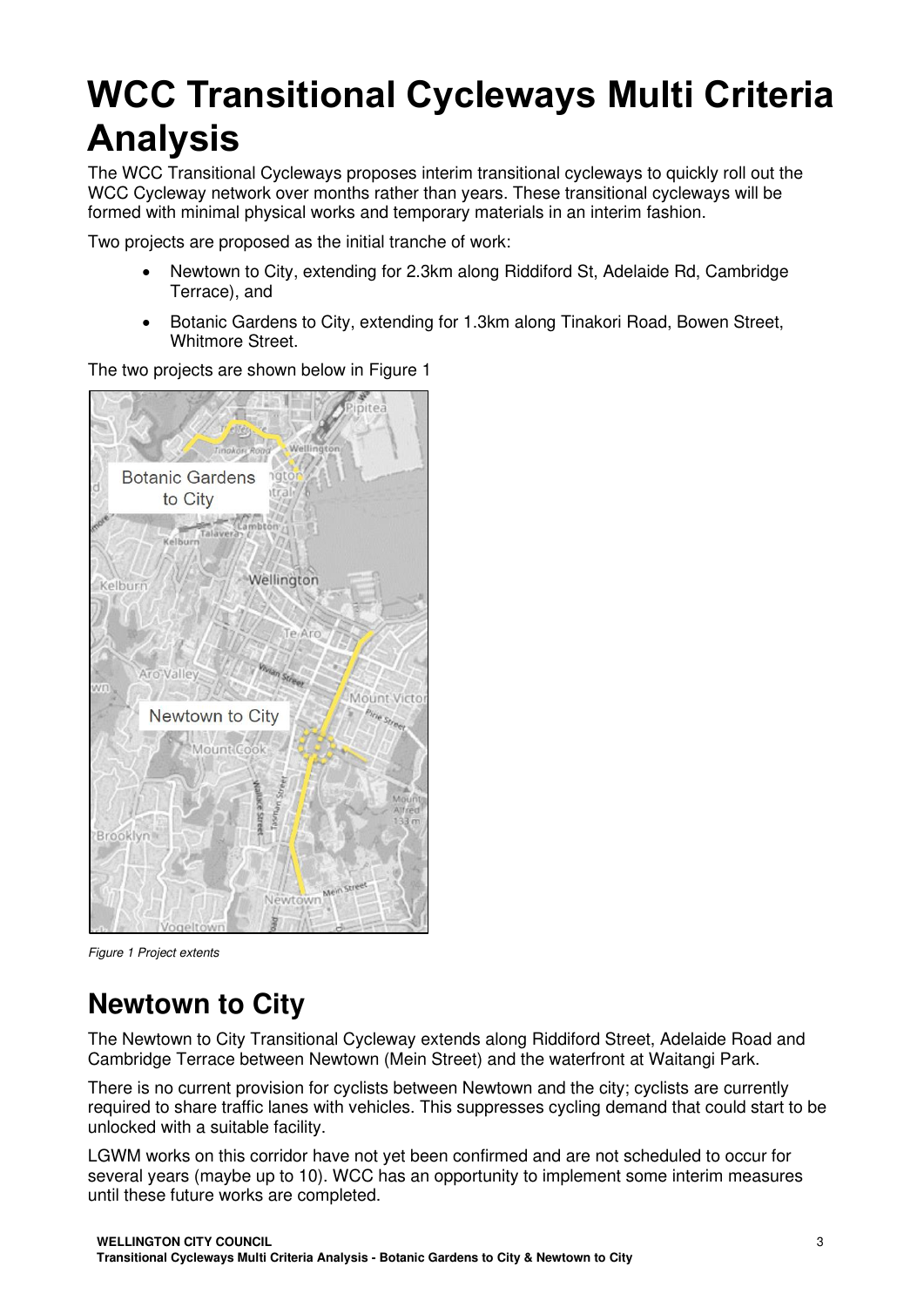# WCC Transitional Cycleways Multi Criteria Analysis

The WCC Transitional Cycleways proposes interim transitional cycleways to quickly roll out the WCC Cycleway network over months rather than years. These transitional cycleways will be formed with minimal physical works and temporary materials in an interim fashion.

Two projects are proposed as the initial tranche of work:

- Newtown to City, extending for 2.3km along Riddiford St, Adelaide Rd, Cambridge Terrace), and
- Botanic Gardens to City, extending for 1.3km along Tinakori Road, Bowen Street, Whitmore Street.

The two projects are shown below in Figure 1

*Figure 1 Project extents*

## Newtown to City

The Newtown to City Transitional Cycleway extends along Riddiford Street, Adelaide Road and Cambridge Terrace between Newtown (Mein Street) and the waterfront at Waitangi Park.

There is no current provision for cyclists between Newtown and the city; cyclists are currently required to share traffic lanes with vehicles. This suppresses cycling demand that could start to be unlocked with a suitable facility.

LGWM works on this corridor have not yet been confirmed and are not scheduled to occur for several years (maybe up to 10). WCC has an opportunity to implement some interim measures until these future works are completed.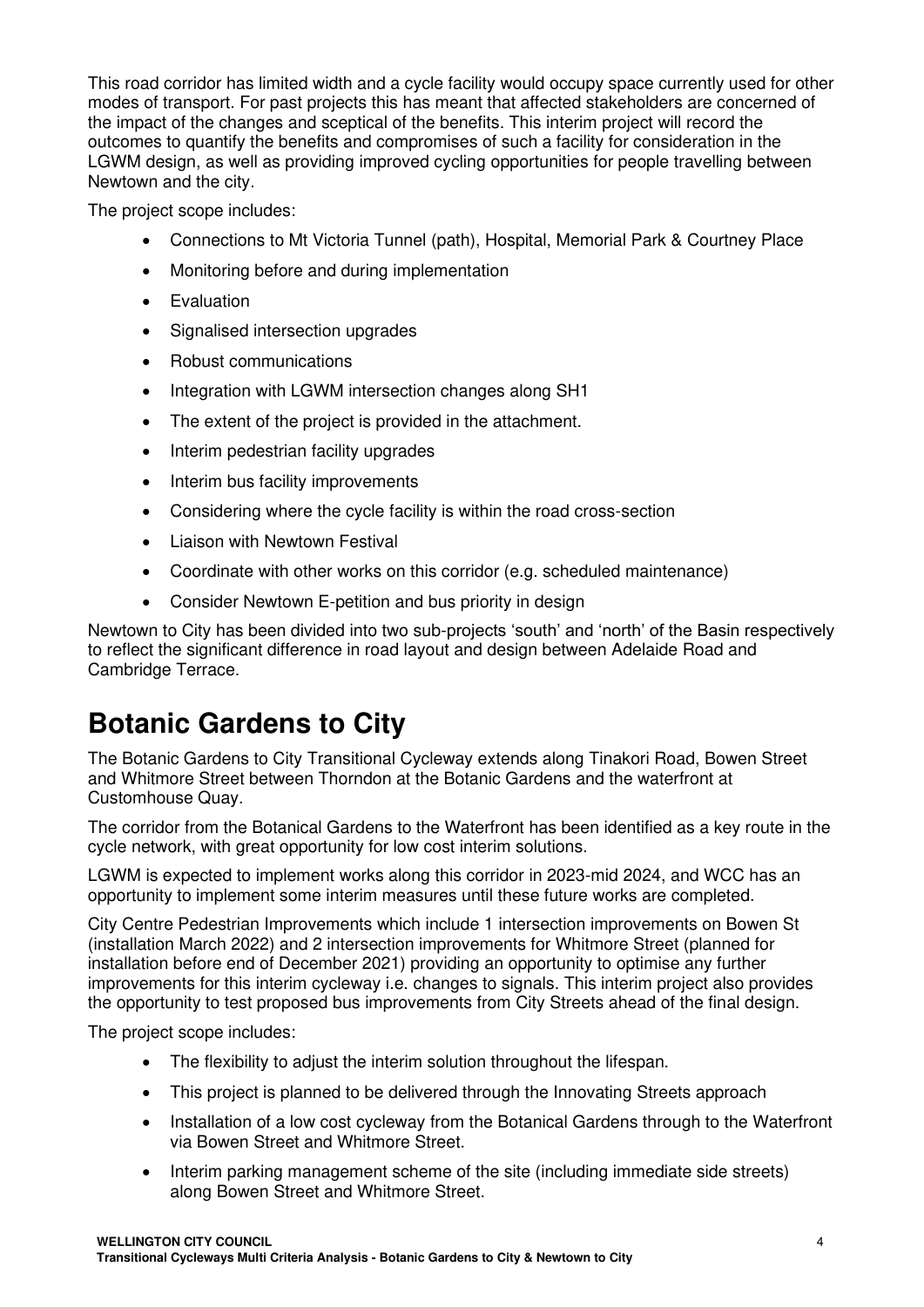This road corridor has limited width and a cycle facility would occupy space currently used for other modes of transport. For past projects this has meant that affected stakeholders are concerned of the impact of the changes and sceptical of the benefits. This interim project will record the outcomes to quantify the benefits and compromises of such a facility for consideration in the LGWM design, as well as providing improved cycling opportunities for people travelling between Newtown and the city.

The project scope includes:

- Connections to Mt Victoria Tunnel (path), Hospital, Memorial Park & Courtney Place
- Monitoring before and during implementation
- Evaluation
- Signalised intersection upgrades
- Robust communications
- Integration with LGWM intersection changes along SH1
- The extent of the project is provided in the attachment.
- Interim pedestrian facility upgrades
- Interim bus facility improvements
- Considering where the cycle facility is within the road cross-section
- Liaison with Newtown Festival
- Coordinate with other works on this corridor (e.g. scheduled maintenance)
- Consider Newtown E-petition and bus priority in design

Newtown to City has been divided into two sub-projects 'south' and 'north' of the Basin respectively to reflect the significant difference in road layout and design between Adelaide Road and Cambridge Terrace.

# Botanic Gardens to City

The Botanic Gardens to City Transitional Cycleway extends along Tinakori Road, Bowen Street and Whitmore Street between Thorndon at the Botanic Gardens and the waterfront at Customhouse Quay.

The corridor from the Botanical Gardens to the Waterfront has been identified as a key route in the cycle network, with great opportunity for low cost interim solutions.

LGWM is expected to implement works along this corridor in 2023-mid 2024, and WCC has an opportunity to implement some interim measures until these future works are completed.

City Centre Pedestrian Improvements which include 1 intersection improvements on Bowen St (installation March 2022) and 2 intersection improvements for Whitmore Street (planned for installation before end of December 2021) providing an opportunity to optimise any further improvements for this interim cycleway i.e. changes to signals. This interim project also provides the opportunity to test proposed bus improvements from City Streets ahead of the final design.

The project scope includes:

- The flexibility to adjust the interim solution throughout the lifespan.
- This project is planned to be delivered through the Innovating Streets approach
- Installation of a low cost cycleway from the Botanical Gardens through to the Waterfront via Bowen Street and Whitmore Street.
- Interim parking management scheme of the site (including immediate side streets) along Bowen Street and Whitmore Street.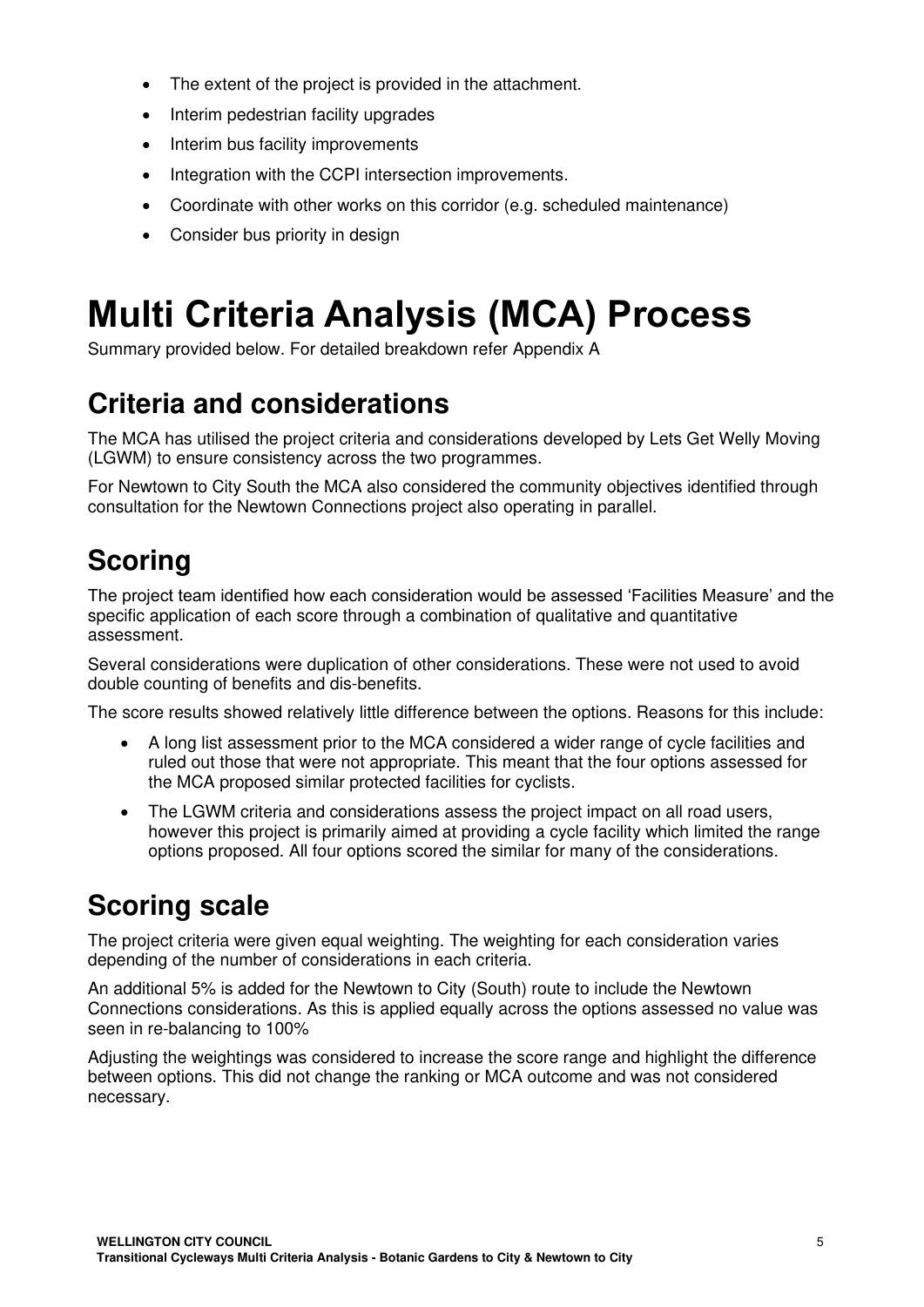- The extent of the project is provided in the attachment.
- Interim pedestrian facility upgrades
- Interim bus facility improvements
- Integration with the CCPI intersection improvements.
- Coordinate with other works on this corridor (e.g. scheduled maintenance)
- Consider bus priority in design

# Multi Criteria Analysis (MCA) Process

Summary provided below. For detailed breakdown refer Appendix A

## Criteria and considerations

The MCA has utilised the project criteria and considerations developed by Lets Get Welly Moving (LGWM) to ensure consistency across the two programmes.

For Newtown to City South the MCA also considered the community objectives identified through consultation for the Newtown Connections project also operating in parallel.

## Scoring

The project team identified how each consideration would be assessed 'Facilities Measure' and the specific application of each score through a combination of qualitative and quantitative assessment.

Several considerations were duplication of other considerations. These were not used to avoid double counting of benefits and dis-benefits.

The score results showed relatively little difference between the options. Reasons for this include:

- A long list assessment prior to the MCA considered a wider range of cycle facilities and ruled out those that were not appropriate. This meant that the four options assessed for the MCA proposed similar protected facilities for cyclists.
- The LGWM criteria and considerations assess the project impact on all road users, however this project is primarily aimed at providing a cycle facility which limited the range options proposed. All four options scored the similar for many of the considerations.

## Scoring scale

The project criteria were given equal weighting. The weighting for each consideration varies depending of the number of considerations in each criteria.

An additional 5% is added for the Newtown to City (South) route to include the Newtown Connections considerations. As this is applied equally across the options assessed no value was seen in re-balancing to 100%

Adjusting the weightings was considered to increase the score range and highlight the difference between options. This did not change the ranking or MCA outcome and was not considered necessary.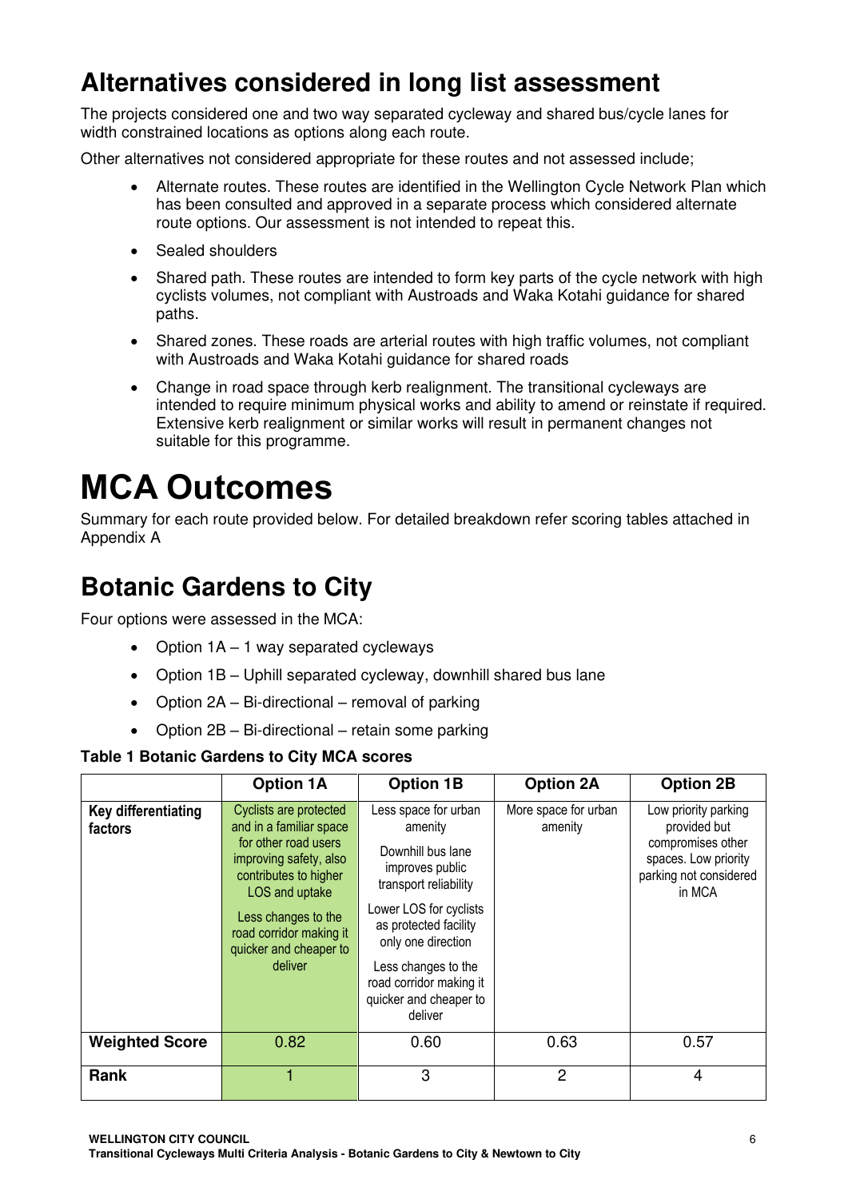## Alternatives considered in long list assessment

The projects considered one and two way separated cycleway and shared bus/cycle lanes for width constrained locations as options along each route.

Other alternatives not considered appropriate for these routes and not assessed include;

- Alternate routes. These routes are identified in the Wellington Cycle Network Plan which has been consulted and approved in a separate process which considered alternate route options. Our assessment is not intended to repeat this.
- Sealed shoulders
- Shared path. These routes are intended to form key parts of the cycle network with high cyclists volumes, not compliant with Austroads and Waka Kotahi guidance for shared paths.
- Shared zones. These roads are arterial routes with high traffic volumes, not compliant with Austroads and Waka Kotahi guidance for shared roads
- Change in road space through kerb realignment. The transitional cycleways are intended to require minimum physical works and ability to amend or reinstate if required. Extensive kerb realignment or similar works will result in permanent changes not suitable for this programme.

# MCA Outcomes

Summary for each route provided below. For detailed breakdown refer scoring tables attached in Appendix A

## Botanic Gardens to City

Four options were assessed in the MCA:

- Option 1A – 1 way separated cycleways
- Option 1B – Uphill separated cycleway, downhill shared bus lane
- Option 2A – Bi-directional – removal of parking
- Option 2B – Bi-directional – retain some parking

**Table 1 Botanic Gardens to City MCA scores**

| | Option 1A | Option 1B | Option 2A | Option 2B |
|---|---|---|---|---|
| **Key differentiating factors** | Cyclists are protected and in a familiar space for other road users improving safety, also contributes to higher LOS and uptake<br><br>Less changes to the road corridor making it quicker and cheaper to deliver | Less space for urban amenity<br><br>Downhill bus lane improves public transport reliability<br><br>Lower LOS for cyclists as protected facility only one direction<br><br>Less changes to the road corridor making it quicker and cheaper to deliver | More space for urban amenity | Low priority parking provided but compromises other spaces. Low priority parking not considered in MCA |
| **Weighted Score** | 0.82 | 0.60 | 0.63 | 0.57 |
| **Rank** | 1 | 3 | 2 | 4 |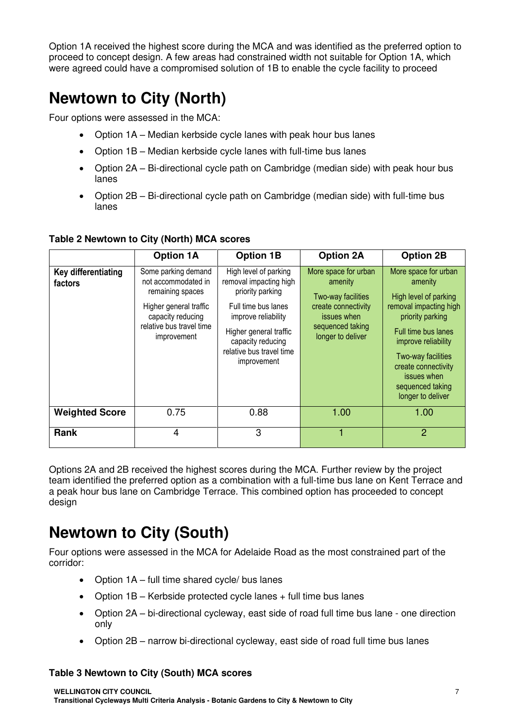Option 1A received the highest score during the MCA and was identified as the preferred option to proceed to concept design. A few areas had constrained width not suitable for Option 1A, which were agreed could have a compromised solution of 1B to enable the cycle facility to proceed

# Newtown to City (North)

Four options were assessed in the MCA:

- Option 1A – Median kerbside cycle lanes with peak hour bus lanes
- Option 1B – Median kerbside cycle lanes with full-time bus lanes
- Option 2A – Bi-directional cycle path on Cambridge (median side) with peak hour bus lanes
- Option 2B – Bi-directional cycle path on Cambridge (median side) with full-time bus lanes

**Table 2 Newtown to City (North) MCA scores**

| | Option 1A | Option 1B | Option 2A | Option 2B |
|---|---|---|---|---|
| **Key differentiating factors** | Some parking demand not accommodated in remaining spaces<br><br>Higher general traffic capacity reducing relative bus travel time improvement | High level of parking removal impacting high priority parking<br><br>Full time bus lanes improve reliability<br><br>Higher general traffic capacity reducing relative bus travel time improvement | More space for urban amenity<br><br>Two-way facilities create connectivity issues when sequenced taking longer to deliver | More space for urban amenity<br><br>High level of parking removal impacting high priority parking<br><br>Full time bus lanes improve reliability<br><br>Two-way facilities create connectivity issues when sequenced taking longer to deliver |
| **Weighted Score** | 0.75 | 0.88 | 1.00 | 1.00 |
| **Rank** | 4 | 3 | 1 | 2 |

Options 2A and 2B received the highest scores during the MCA. Further review by the project team identified the preferred option as a combination with a full-time bus lane on Kent Terrace and a peak hour bus lane on Cambridge Terrace. This combined option has proceeded to concept design

# Newtown to City (South)

Four options were assessed in the MCA for Adelaide Road as the most constrained part of the corridor:

- Option 1A – full time shared cycle/ bus lanes
- Option 1B – Kerbside protected cycle lanes + full time bus lanes
- Option 2A – bi-directional cycleway, east side of road full time bus lane - one direction only
- Option 2B – narrow bi-directional cycleway, east side of road full time bus lanes

**Table 3 Newtown to City (South) MCA scores**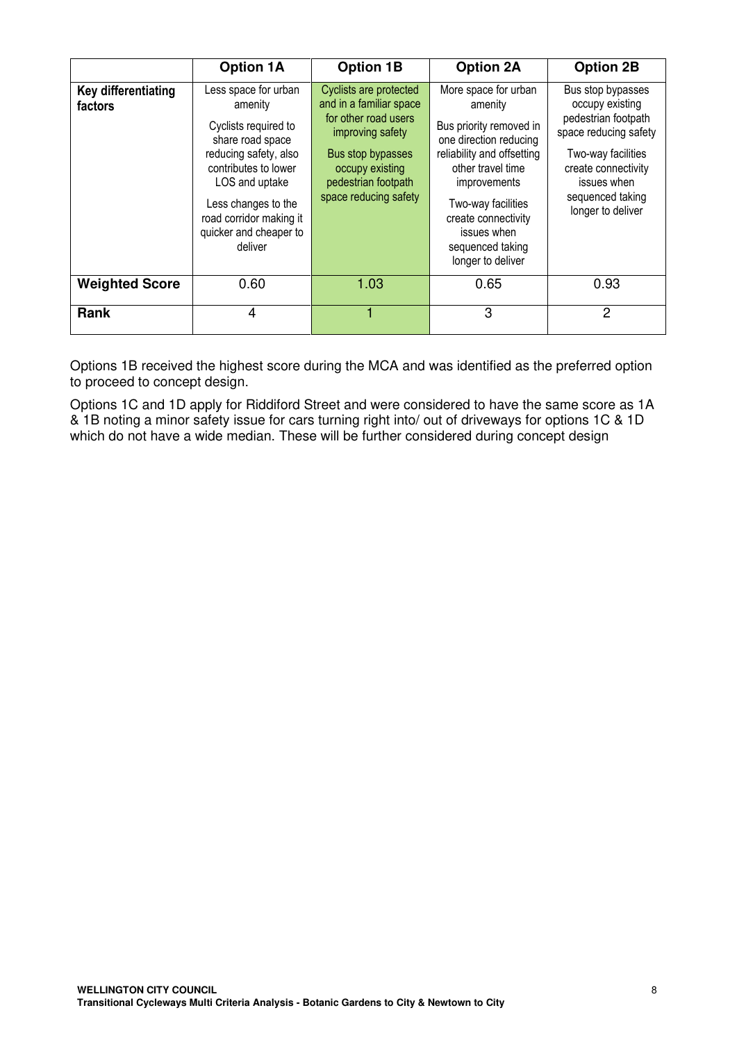| | Option 1A | Option 1B | Option 2A | Option 2B |
|---|---|---|---|---|
| **Key differentiating factors** | Less space for urban amenity<br><br>Cyclists required to share road space reducing safety, also contributes to lower LOS and uptake<br><br>Less changes to the road corridor making it quicker and cheaper to deliver | Cyclists are protected and in a familiar space for other road users improving safety<br><br>Bus stop bypasses occupy existing pedestrian footpath space reducing safety | More space for urban amenity<br><br>Bus priority removed in one direction reducing reliability and offsetting other travel time improvements<br><br>Two-way facilities create connectivity issues when sequenced taking longer to deliver | Bus stop bypasses occupy existing pedestrian footpath space reducing safety<br><br>Two-way facilities create connectivity issues when sequenced taking longer to deliver |
| **Weighted Score** | 0.60 | 1.03 | 0.65 | 0.93 |
| **Rank** | 4 | 1 | 3 | 2 |

Options 1B received the highest score during the MCA and was identified as the preferred option to proceed to concept design.

Options 1C and 1D apply for Riddiford Street and were considered to have the same score as 1A & 1B noting a minor safety issue for cars turning right into/ out of driveways for options 1C & 1D which do not have a wide median. These will be further considered during concept design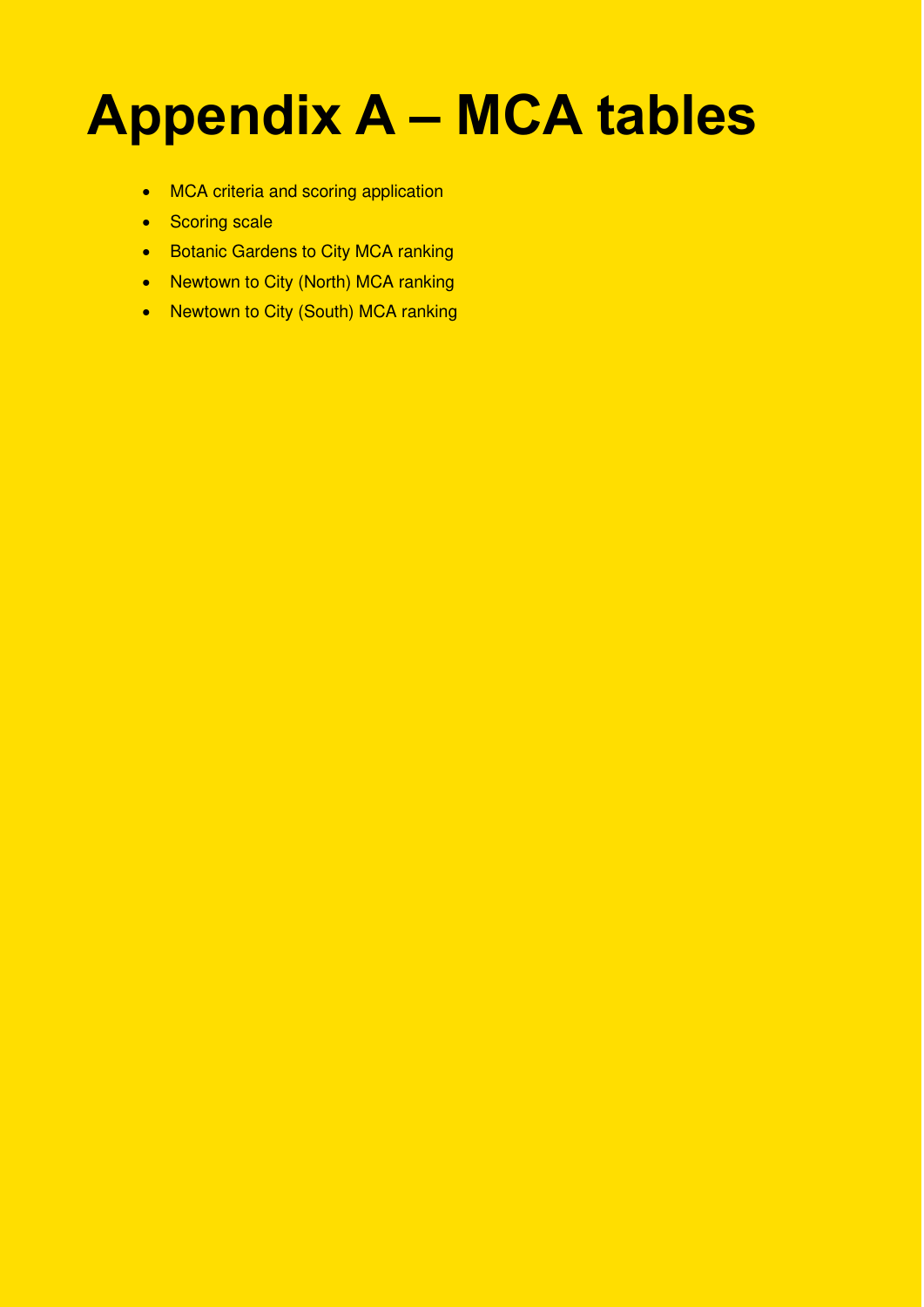# Appendix A – MCA tables

- MCA criteria and scoring application
- Scoring scale
- Botanic Gardens to City MCA ranking
- Newtown to City (North) MCA ranking
- Newtown to City (South) MCA ranking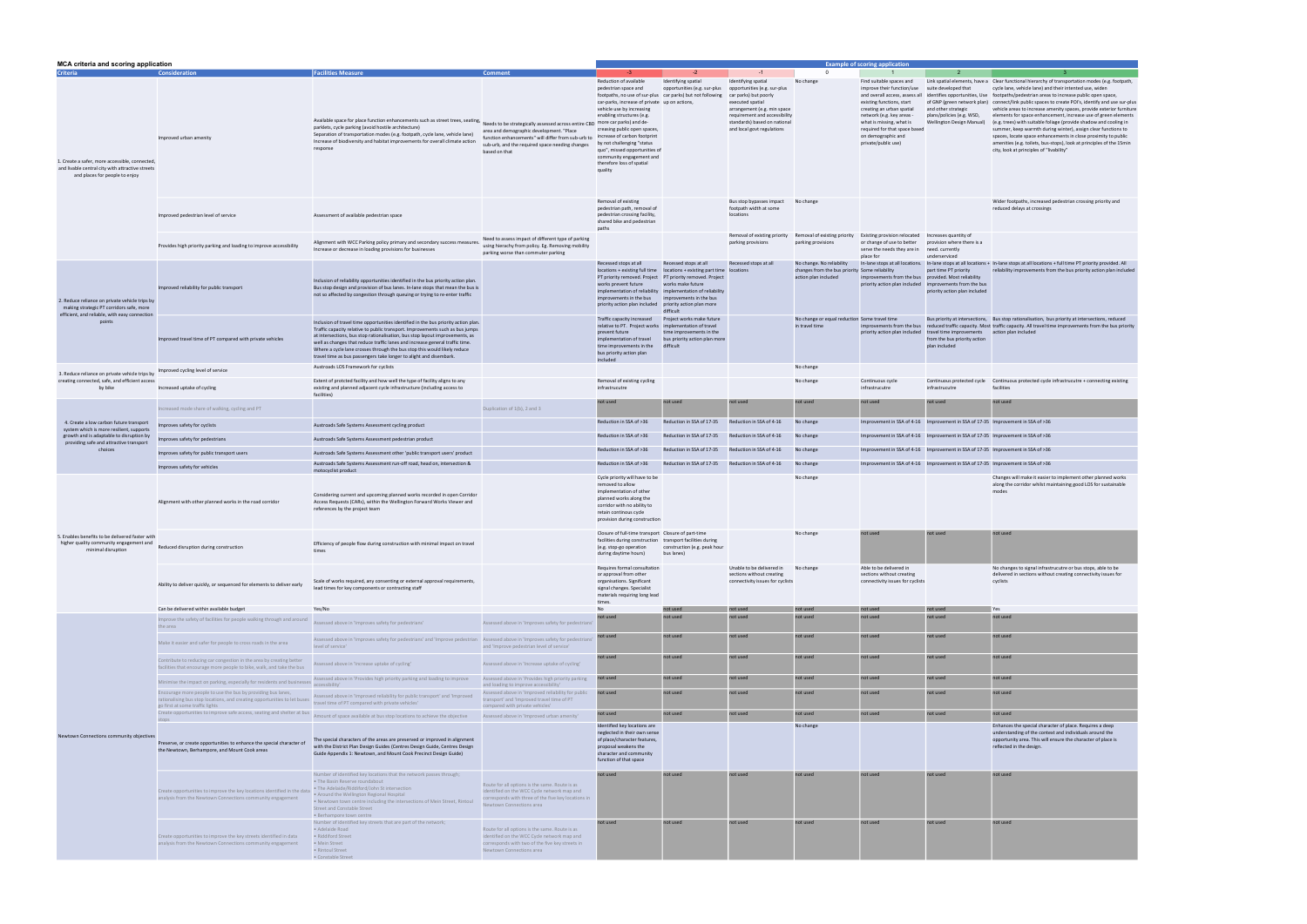## MCA criteria and scoring application

| Criteria | Consideration | Facilities Measure | Comment | Example of scoring application | | | | | | |
|---|---|---|---|---|---|---|---|---|---|---|
| | | | | -3 | -2 | -1 | 0 | 1 | 2 | 3 |
| 1. Create a safer, more accessible, connected, and livable central city with attractive streets and places for people to enjoy | Improved urban amenity | Available space for place function enhancements such as street trees, seating, parklets, cycle parking (avoid hostile architecture) Separation of transportation modes (e.g. footpath, cycle lane, vehicle lane) Increase of biodiversity and habitat improvements for overall climate action response | Needs to be strategically assessed across entire CBD area and demographic development. "Place function enhancements" will differ from sub-urb to sub-urb, and the required space needing changes based on that | Reduction of available pedestrian space and footpaths, no use of sur-plus car-parks, increase of private vehicle use by increasing enabling structures (e.g. more car parks) and de-creasing public open spaces, increase of carbon footprint by not challenging "status quo", missed opportunities of community engagement and therefore loss of spatial quality | Identifying spatial opportunities (e.g. sur-plus car parks) but not following up on actions, | Identifying spatial opportunities (e.g. sur-plus car parks) but poorly executed spatial arrangement (e.g. min space requirement and accessibility standards) based on national and local govt regulations | No change | Find suitable spaces and improve their function/use and overall access, assess all existing functions, start creating an urban spatial network (e.g. key areas - what is missing, what is required for that space based on demographic and private/public use) | suite developed that identifies opportunities. Use of GNP (green network plan) and other strategic plans/policies (e.g. WSD, Wellington Design Manual) | Link spatial elements, have a Clear functional hierarchy of transportation modes (e.g. footpath, cycle lane, vehicle lane) and their intended use, widen footpaths/pedestrian areas to increase public open space, connect/link public spaces to create POI's, identify and use sur-plus vehicle areas to increase amenity spaces, provide exterior furniture elements for space enhancement, increase use of green elements (e.g. trees) with suitable foliage (provide shadow and cooling in summer, keep warmth during winter), assign clear functions to spaces, locate space enhancements in close proximity to public amenities (e.g. toilets, bus-stops), look at principles of the 15min city, look at principles of "livability" |
| | Improved pedestrian level of service | Assessment of available pedestrian space | | Removal of existing pedestrian path, removal of pedestrian crossing facility, shared bike and pedestrian paths | | Bus stop bypasses impact footpath width at some locations | No change | | | Wider footpaths, increased pedestrian crossing priority and reduced delays at crossings |
| | Provides high priority parking and loading to improve accessibility | Alignment with WCC Parking policy primary and secondary success measures. Increase or decrease in loading provisions for businesses | Need to assess impact of different type of parking using hierarchy from policy. Eg. Removing mobility parking worse than commuter parking | | | Removal of existing priority parking provisions | Removal of existing priority parking provisions | Existing provision relocated or change of use to better serve the needs they are in place for | Increases quantity of provision where there is a need. currently underserviced | |
| 2. Reduce reliance on private vehicle trips by making strategic PT corridors safe, more efficient, and reliable, with easy connection points | Improved reliability for public transport | Inclusion of reliability opportunities identified in the bus priority action plan. Bus stop design and provision of bus lanes. In-lane stops that mean the bus is not as affected by congestion through queuing or trying to re-enter traffic | | Recessed stops at all locations + existing full time PT priority removed. Project works prevent future implementation of reliability improvements in the bus priority action plan included | Recessed stops at all locations + existing part time PT priority removed. Project works make future implementation of reliability improvements in the bus priority action plan more difficult | Recessed stops at all locations | No change. No reliability changes from the bus priority action plan included | Some reliability improvements from the bus priority action plan included | In-lane stops at all locations. part time PT priority provided. Most reliability improvements from the bus priority action plan included | In-lane stops at all locations + In-lane stops at all locations + full time PT priority provided. All reliability improvements from the bus priority action plan included |
| | Improved travel time of PT compared with private vehicles | Inclusion of travel time opportunities identified in the bus priority action plan. Traffic capacity relative to public transport. Improvements such as bus jumps at intersections, bus stop rationalisation, bus stop layout improvements, as well as changes that reduce traffic lanes and increase general traffic time. Where a cycle lane crosses through the bus stop this would likely reduce travel time as bus passengers take longer to alight and disembark. | | Traffic capacity increased relative to PT. Project works prevent future implementation of travel time improvements in the bus priority action plan included | Project works make future implementation of travel time improvements in the bus priority action plan more difficult | | No change or equal reduction in travel time | Some travel time improvements from the bus priority action plan included | Bus priority at intersections, reduced traffic capacity. Most travel time improvements from the bus priority action plan included | Bus priority at intersections, bus stop rationalisation, bus priority at intersections, reduced traffic capacity. All travel time improvements from the bus priority action plan included |
| 3. Reduce reliance on private vehicle trips by creating connected, safe, and efficient access by bike | Improved cycling level of service | Austroads LOS Framework for cyclists | | | | | No change | | | |
| | Increased uptake of cycling | Extent of protected facility and how well the type of facility aligns to any existing and planned adjacent cycle infrastructure (including access to facilities) | | Removal of existing cycling infrastructure | | | No change | Continuous cycle infrastrucutre | Continuous protected cycle infrastrucutre | Continuous protected cycle infrastrucutre + connecting existing facilities |
| 4. Create a low carbon future transport system which is more resilient, supports growth and is adaptable to disruption by providing safe and attractive transport choices | Increased mode share of walking, cycling and PT | | Duplication of 1(b), 2 and 3 | not used | not used | not used | not used | not used | not used | not used |
| | Improves safety for cyclists | Austroads Safe Systems Assessment cycling product | | Reduction in SSA of >36 | Reduction in SSA of 17-35 | Reduction in SSA of 4-16 | No change | Improvement in SSA of 4-16 | Improvement in SSA of 17-35 | Improvement in SSA of >36 |
| | Improves safety for pedestrians | Austroads Safe Systems Assessment pedestrian product | | Reduction in SSA of >36 | Reduction in SSA of 17-35 | Reduction in SSA of 4-16 | No change | Improvement in SSA of 4-16 | Improvement in SSA of 17-35 | Improvement in SSA of >36 |
| | Improves safety for public transport users | Austroads Safe Systems Assessment other 'public transport users' product | | Reduction in SSA of >36 | Reduction in SSA of 17-35 | Reduction in SSA of 4-16 | No change | Improvement in SSA of 4-16 | Improvement in SSA of 17-35 | Improvement in SSA of >36 |
| | Improves safety for vehicles | Austroads Safe Systems Assessment run-off road, head on, intersection & motorcyclist product | | Reduction in SSA of >36 | Reduction in SSA of 17-35 | Reduction in SSA of 4-16 | No change | Improvement in SSA of 4-16 | Improvement in SSA of 17-35 | Improvement in SSA of >36 |
| 5. Enables benefits to be delivered faster with higher quality community engagement and minimal disruption | Alignment with other planned works in the road corridor | Considering current and upcoming planned works recorded in open Corridor Access Requests (CARs), within the Wellington Forward Works Viewer and references by the project team | | Cycle priority will have to be removed to allow implementation of other planned works along the corridor with no ability to retain continous cycle provision during construction | | | No change | | | Changes will make it easier to implement other planned works along the corridor whilst maintaining good LOS for sustainable modes |
| | Reduced disruption during construction | Efficiency of people flow during construction with minimal impact on travel times | | Closure of full-time transport facilities during construction (e.g. stop-go operation during daytime hours) | Closure of part-time transport facilities during construction (e.g. peak hour bus lanes) | | No change | not used | not used | not used |
| | Ability to deliver quickly, or sequenced for elements to deliver early | Scale of works required, any consenting or external approval requirements, lead times for key components or contracting staff | | Requires formal consultation or approval from other organisations. Significant signal changes. Specialist materials requiring long lead times. | | Unable to be delivered in sections without creating connectivity issues for cyclists | No change | Able to be delivered in sections without creating connectivity issues for cyclists | | No changes to signal infrastrucutre or bus stops, able to be delivered in sections without creating connectivity issues for cyclists |
| | Can be delivered within available budget | Yes/No | | No | not used | not used | not used | not used | not used | Yes |
| Newtown Connections community objectives | Improve the safety of facilities for people walking through and around the area | Assessed above in 'Improves safety for pedestrians' | Assessed above in 'Improves safety for pedestrians' | not used | not used | not used | not used | not used | not used | not used |
| | Make it easier and safer for people to cross roads in the area | Assessed above in 'Improves safety for pedestrians' and 'Improve pedestrian level of service' | Assessed above in 'Improves safety for pedestrians' and 'Improve pedestrian level of service' | not used | not used | not used | not used | not used | not used | not used |
| | Contribute to reducing car congestion in the area by creating better facilities that encourage more people to bike, walk, and take the bus | Assessed above in 'Increase uptake of cycling' | Assessed above in 'Increase uptake of cycling' | not used | not used | not used | not used | not used | not used | not used |
| | Minimise the impact on parking, especially for residents and businesses | Assessed above in 'Provides high priority parking and loading to improve accessibility' | Assessed above in 'Provides high priority parking and loading to improve accessibility' | not used | not used | not used | not used | not used | not used | not used |
| | Encourage more people to use the bus by providing bus lanes, rationalising bus stop locations, and creating opportunities to let buses go first at some traffic lights | Assessed above in 'Improved reliability for public transport' and 'Improved travel time of PT compared with private vehicles' | Assessed above in 'Improved reliability for public transport' and 'Improved travel time of PT compared with private vehicles' | not used | not used | not used | not used | not used | not used | not used |
| | Create opportunities to improve safe access, seating and shelter at bus stops | Amount of space available at bus stop locations to achieve the objective | Assessed above in 'Improved urban amenity' | not used | not used | not used | not used | not used | not used | not used |
| | Preserve, or create opportunities to enhance the special character of the Newtown, Berhampore, and Mount Cook areas | The special characters of the areas are preserved or improved in alignment with the District Plan Design Guides (Centres Design Guide, Centres Design Guide Appendix 1: Newtown, and Mount Cook Precinct Design Guide) | | Identified key locations are neglected in their own sense of place/character features, proposal weakens the character and community function of that space | | | No change | | | Enhances the special character of place. Requires a deep understanding of the context and individuals around the opportunity area. This will ensure the character of place is reflected in the design. |
| | Create opportunities to improve the key locations identified in the data analysis from the Newtown Connections community engagement | Number of identified key locations that the network passes through; • The Basin Reserve roundabout • The Adelaide/Riddiford/John St intersection • Around the Wellington Regional Hospital • Newtown town centre including the intersections of Main Street, Rintoul Street and Constable Street • Berhampore town centre | Route for all options is the same. Route is as identified on the WCC Cycle network map and corresponds with three of the five key locations in Newtown Connections area | not used | not used | not used | not used | not used | not used | not used |
| | Create opportunities to improve the key streets identified in data analysis from the Newtown Connections community engagement | Number of identified key streets that are part of the network; • Adelaide Road • Riddiford Street • Main Street • Rintoul Street • Constable Street | Route for all options is the same. Route is as identified on the WCC Cycle network map and corresponds with two of the five key streets in Newtown Connections area | not used | not used | not used | not used | not used | not used | not used |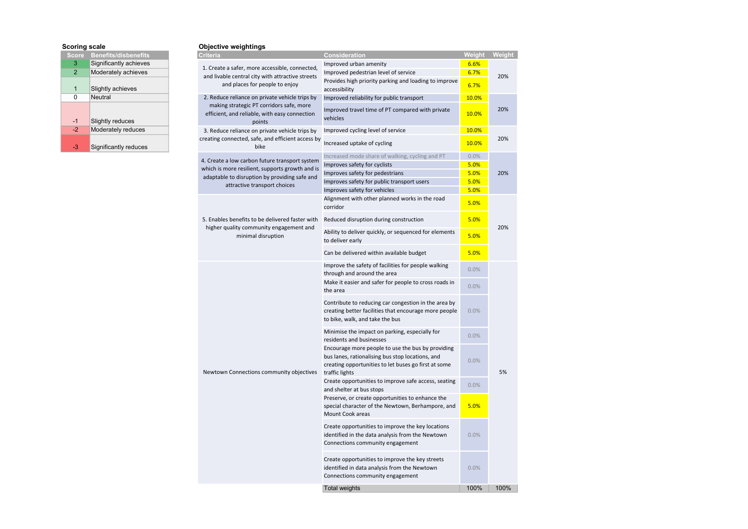**Scoring scale**

| Score | Benefits/disbenefits |
|---|---|
| 3 | Significantly achieves |
| 2 | Moderately achieves |
| 1 | Slightly achieves |
| 0 | Neutral |
| -1 | Slightly reduces |
| -2 | Moderately reduces |
| -3 | Significantly reduces |

**Objective weightings**

| Criteria | Consideration | Weight | Weight |
|---|---|---|---|
| 1. Create a safer, more accessible, connected, and livable central city with attractive streets and places for people to enjoy | Improved urban amenity | 6.6% | 20% |
| | Improved pedestrian level of service | 6.7% | |
| | Provides high priority parking and loading to improve accessibility | 6.7% | |
| 2. Reduce reliance on private vehicle trips by making strategic PT corridors safe, more efficient, and reliable, with easy connection points | Improved reliability for public transport | 10.0% | 20% |
| | Improved travel time of PT compared with private vehicles | 10.0% | |
| 3. Reduce reliance on private vehicle trips by creating connected, safe, and efficient access by bike | Improved cycling level of service | 10.0% | 20% |
| | Increased uptake of cycling | 10.0% | |
| 4. Create a low carbon future transport system which is more resilient, supports growth and is adaptable to disruption by providing safe and attractive transport choices | Increased mode share of walking, cycling and PT | 0.0% | 20% |
| | Improves safety for cyclists | 5.0% | |
| | Improves safety for pedestrians | 5.0% | |
| | Improves safety for public transport users | 5.0% | |
| | Improves safety for vehicles | 5.0% | |
| 5. Enables benefits to be delivered faster with higher quality community engagement and minimal disruption | Alignment with other planned works in the road corridor | 5.0% | 20% |
| | Reduced disruption during construction | 5.0% | |
| | Ability to deliver quickly, or sequenced for elements to deliver early | 5.0% | |
| | Can be delivered within available budget | 5.0% | |
| Newtown Connections community objectives | Improve the safety of facilities for people walking through and around the area | 0.0% | 5% |
| | Make it easier and safer for people to cross roads in the area | 0.0% | |
| | Contribute to reducing car congestion in the area by creating better facilities that encourage more people to bike, walk, and take the bus | 0.0% | |
| | Minimise the impact on parking, especially for residents and businesses | 0.0% | |
| | Encourage more people to use the bus by providing bus lanes, rationalising bus stop locations, and creating opportunities to let buses go first at some traffic lights | 0.0% | |
| | Create opportunities to improve safe access, seating and shelter at bus stops | 0.0% | |
| | Preserve, or create opportunities to enhance the special character of the Newtown, Berhampore, and Mount Cook areas | 5.0% | |
| | Create opportunities to improve the key locations identified in the data analysis from the Newtown Connections community engagement | 0.0% | |
| | Create opportunities to improve the key streets identified in data analysis from the Newtown Connections community engagement | 0.0% | |
| | Total weights | 100% | 100% |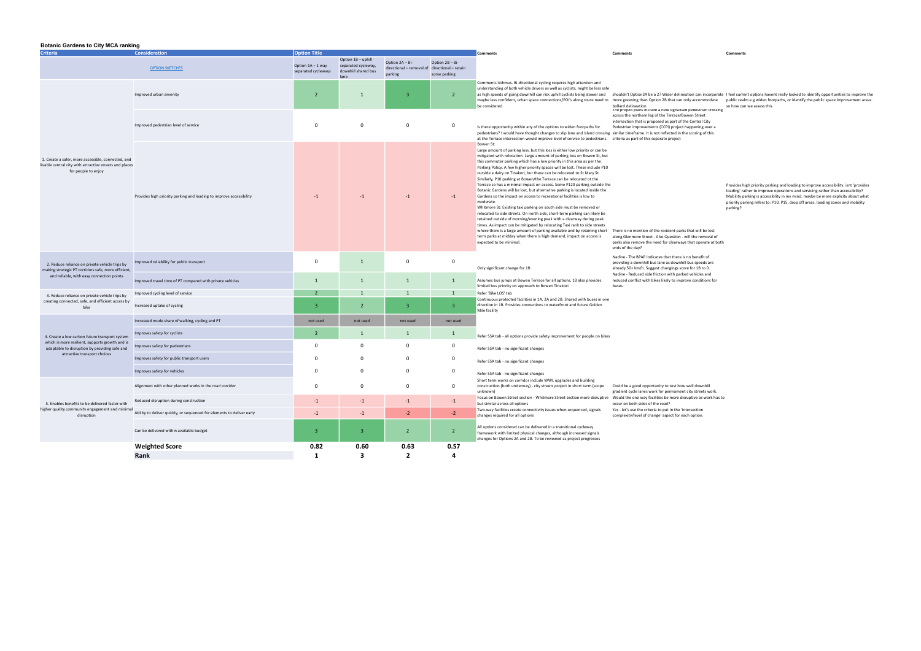## Botanic Gardens to City MCA ranking

| Criteria | Consideration | Option 1A – 1 way separated cycleways | Option 1B – uphill separated cycleway, downhill shared bus lane | Option 2A – Bi-directional – removal of parking | Option 2B – Bi-directional – retain some parking | Comments | Comments | Comments |
|---|---|---|---|---|---|---|---|---|
| | OPTION SKETCHES | | | | | | | |
| 1. Create a safer, more accessible, connected, and livable central city with attractive streets and places for people to enjoy | Improved urban amenity | 2 | 1 | 3 | 2 | Comments Isthmus. Bi-directional cycling requires high attention and understanding of both vehicle drivers as well as cyclists, might be less safe as high speeds of going downhill can risk uphill cyclists being slower and maybe less confident, urban space connections/POI's along route need to be considered | shouldn't Option2A be a 2? Wider delineation can incorporate more greening than Option 2B that can only accommodate bollard delineation | I feel current options havent really looked to identify opportunities to improve the public realm e.g widen footpaths, or identify the public space improvement areas. so how can we assess this |
| | Improved pedestrian level of service | 0 | 0 | 0 | 0 | is there opportunity within any of the options to widen footpaths for pedestrians? I would have thought changes to slip lane and island crossing at the Terrace intersection would improve level of service to pedestrians. | The project plans include a new signalised pedestrian crossing across the northern leg of the Terrace/Bowen Street intersection that is proposed as part of the Central City Pedestrian Improvements (CCPI) project happening over a similar timeframe. It is not reflected in the scoring of this criteria as part of this separate project | |
| | Provides high priority parking and loading to improve accessibility | -1 | -1 | -1 | -1 | Bowen St:<br>Large amount of parking loss, but this loss is either low priority or can be mitigated with relocation. Large amount of parking loss on Bowen St, but this commuter parking which has a low priority in this area as per the Parking Policy. A few higher priority spaces will be lost. These include P10 outside a dairy on Tinakori, but these can be relocated to St Mary St.<br>Similarly, P10 parking at Bowen/the Terrace can be relocated ot the Terrace so has a minimal impact on access. Some P120 parking outside the Botanic Gardens will be lost, but alternative parking is located inside the Gardens so the impact on access to recreational facilities is low to moderate.<br>Whitmore St: Existing taxi parking on south side must be removed or relocated to side streets. On north side, short-term parking can likely be retained outside of morning/evening peak with a clearway during peak times. As impact can be mitigated by relocating Taxi rank to side streets where there is a large amount of parking available and by retaining short term parks at midday when there is high demand, impact on access is expected to be minimal. | There is no mention of the resident parks that will be lost along Glenmore Street . Also Question - will the removal of parks also remove the need for clearways that operate at both ends of the day? | Provides high priority parking and loading to improve accessibility. isnt 'provides loading' rather to improve operations and servicing rather than accessibility? Mobility parking is accessiblity in my mind. maybe be more explicity about what priority parking refers to: P10, P15, drop off areas, loading zones and mobility parking? |
| 2. Reduce reliance on private vehicle trips by making strategic PT corridors safe, more efficient, and reliable, with easy connection points | Improved reliability for public transport | 0 | 1 | 0 | 0 | Only significant change for 1B | Nadine - The BPAP indicates that there is no benefit of providing a downhill bus lane as downhill bus speeds are already 50+ km/h. Suggest changings score for 1B to 0.<br>Nadine - Reduced side friction with parked vehicles and reduced conflict with bikes likely to improve conditions for buses. | |
| | Improved travel time of PT compared with private vehicles | 1 | 1 | 1 | 1 | Assumes bus jumps at Bowen Terrace for all options, 1B also provides limited bus priority on approach to Bowen Tinakori | | |
| 3. Reduce reliance on private vehicle trips by creating connected, safe, and efficient access by bike | Improved cycling level of service | 2 | 1 | 1 | 1 | Refer 'Bike LOS' tab | | |
| | Increased uptake of cycling | 3 | 2 | 3 | 3 | Continuous protected facilities in 1A, 2A and 2B. Shared with buses in one direction in 1B. Provides connections to waterfront and future Golden Mile facility | | |
| 4. Create a low carbon future transport system which is more resilient, supports growth and is adaptable to disruption by providing safe and attractive transport choices | Increased mode share of walking, cycling and PT | not used | not used | not used | not used | | | |
| | Improves safety for cyclists | 2 | 1 | 1 | 1 | Refer SSA tab - all options provide safety improvement for people on bikes | | |
| | Improves safety for pedestrians | 0 | 0 | 0 | 0 | Refer SSA tab - no significant changes | | |
| | Improves safety for public transport users | 0 | 0 | 0 | 0 | Refer SSA tab - no significant changes | | |
| | Improves safety for vehicles | 0 | 0 | 0 | 0 | Refer SSA tab - no significant changes | | |
| 5. Enables benefits to be delivered faster with higher quality community engagement and minimal disruption | Alignment with other planned works in the road corridor | 0 | 0 | 0 | 0 | Short term works on corridor include WWL upgrades and building construction (both underway) - city streets project in short term (scope unknown) | Could be a good opportunity to test how well downhill gradient cycle lanes work for permament city streets work. | |
| | Reduced disruption during construction | -1 | -1 | -1 | -1 | Focus on Bowen Street section - Whitmore Street section more disruptive but similar across all options | Would the one way facilities be more disruptive as work has to occur on both sides of the road? | |
| | Ability to deliver quickly, or sequenced for elements to deliver early | -1 | -1 | -2 | -2 | Two-way facilities create connectivity issues when sequenced, signals changes required for all options | Yes - let's use the criteria to put in the 'intersection complexity/level of change' aspect for each option. | |
| | Can be delivered within available budget | 3 | 3 | 2 | 2 | All options considered can be delivered in a transitional cycleway framework with limited physical changes, although increased signals changes for Options 2A and 2B. To be reviewed as project progresses | | |
| | **Weighted Score** | **0.82** | **0.60** | **0.63** | **0.57** | | | |
| | **Rank** | **1** | **3** | **2** | **4** | | | |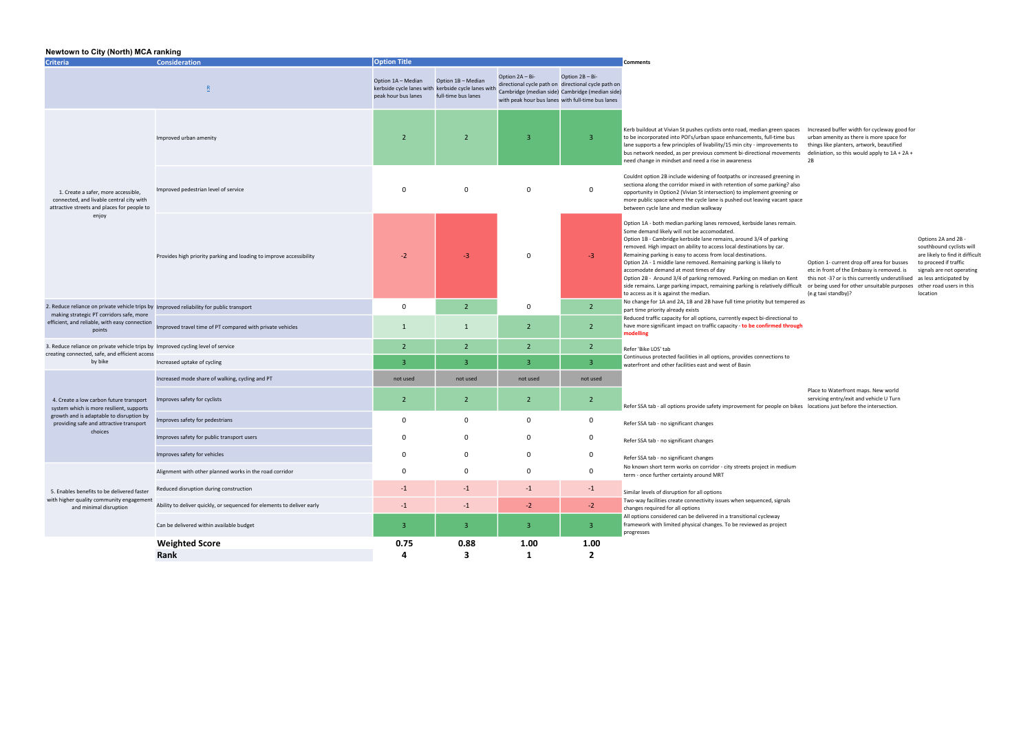### Newtown to City (North) MCA ranking

| Criteria | Consideration | Option 1A – Median kerbside cycle lanes with peak hour bus lanes | Option 1B – Median kerbside cycle lanes with full-time bus lanes | Option 2A – Bi-directional cycle path on Cambridge (median side) with peak hour bus lanes | Option 2B – Bi-directional cycle path on Cambridge (median side) with full-time bus lanes | Comments | | |
|---|---|---|---|---|---|---|---|---|
| | R | | | | | | | |
| 1. Create a safer, more accessible, connected, and livable central city with attractive streets and places for people to enjoy | Improved urban amenity | 2 | 2 | 3 | 3 | Kerb buildout at Vivian St pushes cyclists onto road, median green spaces to be incorporated into POI's/urban space enhancements, full-time bus lane supports a few principles of livability/15 min city - improvements to bus network needed, as per previous comment bi-directional movements need change in mindset and need a rise in awareness | Increased buffer width for cycleway good for urban amenity as there is more space for things like planters, artwork, beautified deliniation, so this would apply to 1A + 2A + 2B | |
| | Improved pedestrian level of service | 0 | 0 | 0 | 0 | Couldnt option 2B include widening of footpaths or increased greening in sectiona along the corridor mixed in with retention of some parking? also opportunity in Option2 (Vivian St intersection) to implement greening or more public space where the cycle lane is pushed out leaving vacant space between cycle lane and median walkway | | |
| | Provides high priority parking and loading to improve accessibility | -2 | -3 | 0 | -3 | Option 1A - both median parking lanes removed, kerbside lanes remain. Some demand likely will not be accomodated. Option 1B - Cambridge kerbside lane remains, around 3/4 of parking removed. High impact on ability to access local destinations by car. Remaining parking is easy to access from local destinations. Option 2A - 1 middle lane removed. Remaining parking is likely to accomodate demand at most times of day Option 2B - Around 3/4 of parking removed. Parking on median on Kent side remains. Large parking impact, remaining parking is relatively difficult to access as it is against the median. | Option 1- current drop off area for busses etc in front of the Embassy is removed. is this not -3? or is this currently underutilised or being used for other unsuitable purposes (e.g taxi standby)? | Options 2A and 2B - southbound cyclists will are likely to find it difficult to proceed if traffic signals are not operating as less anticipated by other road users in this location |
| 2. Reduce reliance on private vehicle trips by making strategic PT corridors safe, more efficient, and reliable, with easy connection points | Improved reliability for public transport | 0 | 2 | 0 | 2 | No change for 1A and 2A, 1B and 2B have full time priotity but tempered as part time priority already exists | | |
| | Improved travel time of PT compared with private vehicles | 1 | 1 | 2 | 2 | Reduced traffic capacity for all options, currently expect bi-directional to have more significant impact on traffic capacity - **to be confirmed through modelling** | | |
| 3. Reduce reliance on private vehicle trips by creating connected, safe, and efficient access by bike | Improved cycling level of service | 2 | 2 | 2 | 2 | Refer 'Bike LOS' tab | | |
| | Increased uptake of cycling | 3 | 3 | 3 | 3 | Continuous protected facilities in all options, provides connections to waterfront and other facilities east and west of Basin | | |
| 4. Create a low carbon future transport system which is more resilient, supports growth and is adaptable to disruption by providing safe and attractive transport choices | Increased mode share of walking, cycling and PT | not used | not used | not used | not used | | | |
| | Improves safety for cyclists | 2 | 2 | 2 | 2 | Refer SSA tab - all options provide safety improvement for people on bikes | Place to Waterfront maps. New world servicing entry/exit and vehicle U Turn locations just before the intersection. | |
| | Improves safety for pedestrians | 0 | 0 | 0 | 0 | Refer SSA tab - no significant changes | | |
| | Improves safety for public transport users | 0 | 0 | 0 | 0 | Refer SSA tab - no significant changes | | |
| | Improves safety for vehicles | 0 | 0 | 0 | 0 | Refer SSA tab - no significant changes | | |
| 5. Enables benefits to be delivered faster with higher quality community engagement and minimal disruption | Alignment with other planned works in the road corridor | 0 | 0 | 0 | 0 | No known short term works on corridor - city streets project in medium term - once further certainty around MRT | | |
| | Reduced disruption during construction | -1 | -1 | -1 | -1 | Similar levels of disruption for all options | | |
| | Ability to deliver quickly, or sequenced for elements to deliver early | -1 | -1 | -2 | -2 | Two-way facilities create connectivity issues when sequenced, signals changes required for all options | | |
| | Can be delivered within available budget | 3 | 3 | 3 | 3 | All options considered can be delivered in a transitional cycleway framework with limited physical changes. To be reviewed as project progresses | | |
| | **Weighted Score** | **0.75** | **0.88** | **1.00** | **1.00** | | | |
| | **Rank** | **4** | **3** | **1** | **2** | | | |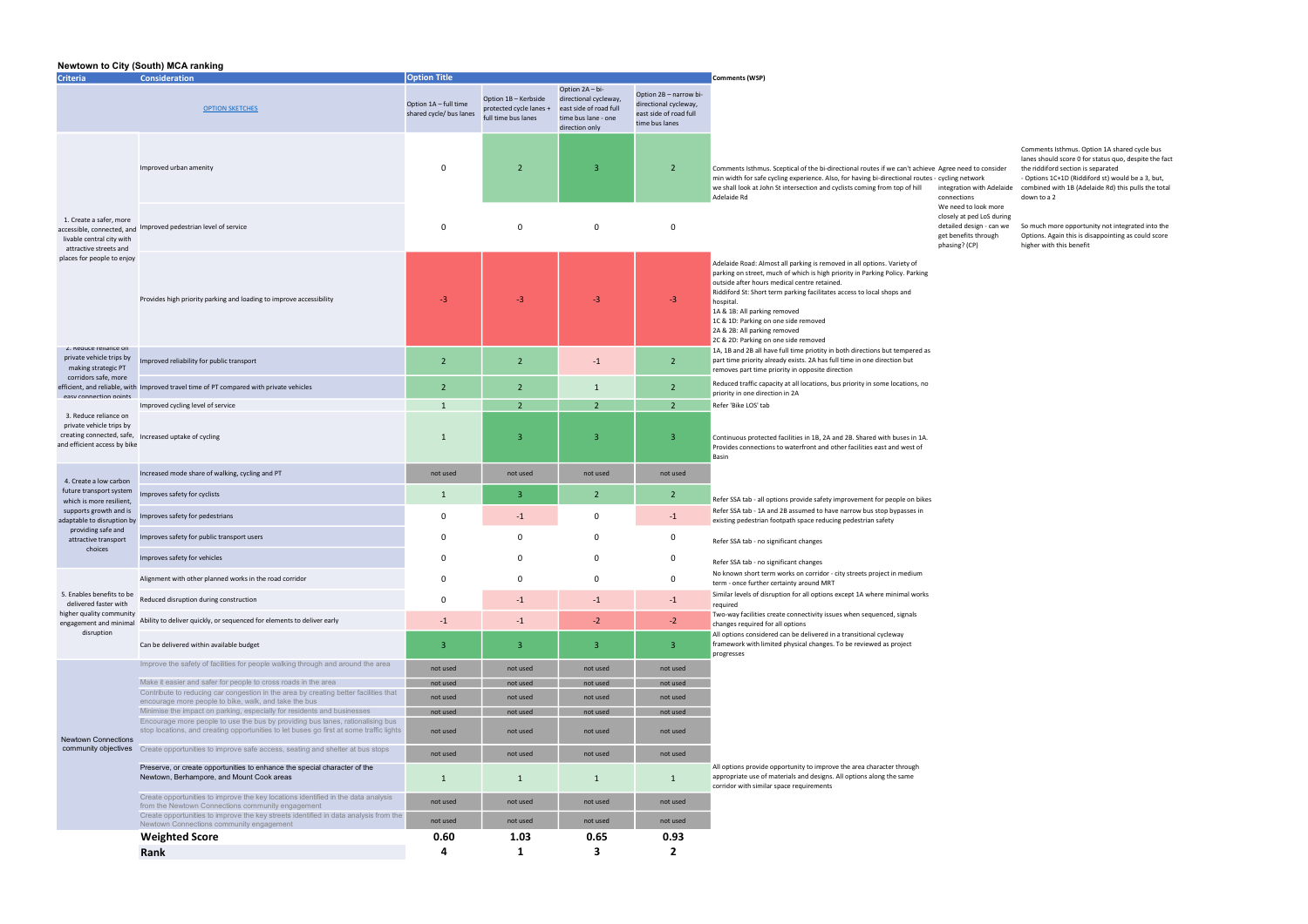## Newtown to City (South) MCA ranking

| Criteria | Consideration | Option 1A – full time shared cycle/ bus lanes | Option 1B – Kerbside protected cycle lanes + full time bus lanes | Option 2A – bi-directional cycleway, east side of road full time bus lane - one direction only | Option 2B – narrow bi-directional cycleway, east side of road full time bus lanes | Comments (WSP) | | |
|---|---|---|---|---|---|---|---|---|
| | OPTION SKETCHES | | | | | | | |
| 1. Create a safer, more accessible, connected, and livable central city with attractive streets and places for people to enjoy | Improved urban amenity | 0 | 2 | 3 | 2 | Comments Isthmus. Sceptical of the bi-directional routes if we can't achieve min width for safe cycling experience. Also, for having bi-directional routes - we shall look at John St intersection and cyclists coming from top of hill Adelaide Rd | Agree need to consider cycling network integration with Adelaide connections | Comments Isthmus. Option 1A shared cycle bus lanes should score 0 for status quo, despite the fact the riddiford section is separated - Options 1C+1D (Riddiford st) would be a 3, but, combined with 1B (Adelaide Rd) this pulls the total down to a 2 |
| | Improved pedestrian level of service | 0 | 0 | 0 | 0 | | We need to look more closely at ped LoS during detailed design - can we get benefits through phasing? (CP) | So much more opportunity not integrated into the Options. Again this is disappointing as could score higher with this benefit |
| | Provides high priority parking and loading to improve accessibility | -3 | -3 | -3 | -3 | Adelaide Road: Almost all parking is removed in all options. Variety of parking on street, much of which is high priority in Parking Policy. Parking outside after hours medical centre retained.<br>Riddiford St: Short term parking facilitates access to local shops and hospital.<br>1A & 1B: All parking removed<br>1C & 1D: Parking on one side removed<br>2A & 2B: All parking removed<br>2C & 2D: Parking on one side removed | | |
| 2. Reduce reliance on private vehicle trips by making strategic PT corridors safe, more efficient, and reliable, with easy connection points | Improved reliability for public transport | 2 | 2 | -1 | 2 | 1A, 1B and 2B all have full time priotity in both directions but tempered as part time priority already exists. 2A has full time in one direction but removes part time priority in opposite direction | | |
| | Improved travel time of PT compared with private vehicles | 2 | 2 | 1 | 2 | Reduced traffic capacity at all locations, bus priority in some locations, no priority in one direction in 2A | | |
| 3. Reduce reliance on private vehicle trips by creating connected, safe, and efficient access by bike | Improved cycling level of service | 1 | 2 | 2 | 2 | Refer 'Bike LOS' tab | | |
| | Increased uptake of cycling | 1 | 3 | 3 | 3 | Continuous protected facilities in 1B, 2A and 2B. Shared with buses in 1A. Provides connections to waterfront and other facilities east and west of Basin | | |
| 4. Create a low carbon future transport system which is more resilient, supports growth and is adaptable to disruption by providing safe and attractive transport choices | Increased mode share of walking, cycling and PT | not used | not used | not used | not used | | | |
| | Improves safety for cyclists | 1 | 3 | 2 | 2 | Refer SSA tab - all options provide safety improvement for people on bikes | | |
| | Improves safety for pedestrians | 0 | -1 | 0 | -1 | Refer SSA tab - 1A and 2B assumed to have narrow bus stop bypasses in existing pedestrian footpath space reducing pedestrian safety | | |
| | Improves safety for public transport users | 0 | 0 | 0 | 0 | Refer SSA tab - no significant changes | | |
| | Improves safety for vehicles | 0 | 0 | 0 | 0 | Refer SSA tab - no significant changes | | |
| 5. Enables benefits to be delivered faster with higher quality community engagement and minimal disruption | Alignment with other planned works in the road corridor | 0 | 0 | 0 | 0 | No known short term works on corridor - city streets project in medium term - once further certainty around MRT | | |
| | Reduced disruption during construction | 0 | -1 | -1 | -1 | Similar levels of disruption for all options except 1A where minimal works required | | |
| | Ability to deliver quickly, or sequenced for elements to deliver early | -1 | -1 | -2 | -2 | Two-way facilities create connectivity issues when sequenced, signals changes required for all options | | |
| | Can be delivered within available budget | 3 | 3 | 3 | 3 | All options considered can be delivered in a transitional cycleway framework with limited physical changes. To be reviewed as project progresses | | |
| Newtown Connections community objectives | Improve the safety of facilities for people walking through and around the area | not used | not used | not used | not used | | | |
| | Make it easier and safer for people to cross roads in the area | not used | not used | not used | not used | | | |
| | Contribute to reducing car congestion in the area by creating better facilities that encourage more people to bike, walk, and take the bus | not used | not used | not used | not used | | | |
| | Minimise the impact on parking, especially for residents and businesses | not used | not used | not used | not used | | | |
| | Encourage more people to use the bus by providing bus lanes, rationalising bus stop locations, and creating opportunities to let buses go first at some traffic lights | not used | not used | not used | not used | | | |
| | Create opportunities to improve safe access, seating and shelter at bus stops | not used | not used | not used | not used | | | |
| | Preserve, or create opportunities to enhance the special character of the Newtown, Berhampore, and Mount Cook areas | 1 | 1 | 1 | 1 | All options provide opportunity to improve the area character through appropriate use of materials and designs. All options along the same corridor with similar space requirements | | |
| | Create opportunities to improve the key locations identified in the data analysis from the Newtown Connections community engagement | not used | not used | not used | not used | | | |
| | Create opportunities to improve the key streets identified in data analysis from the Newtown Connections community engagement | not used | not used | not used | not used | | | |
| | **Weighted Score** | **0.60** | **1.03** | **0.65** | **0.93** | | | |
| | **Rank** | **4** | **1** | **3** | **2** | | | |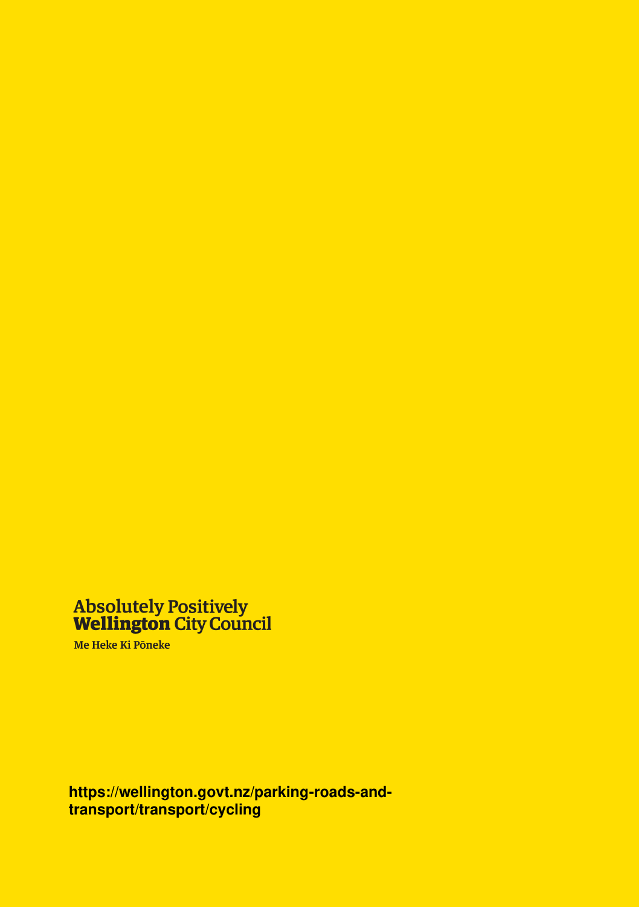Absolutely Positively
**Wellington** City Council

Me Heke Ki Pōneke

**https://wellington.govt.nz/parking-roads-and-transport/transport/cycling**